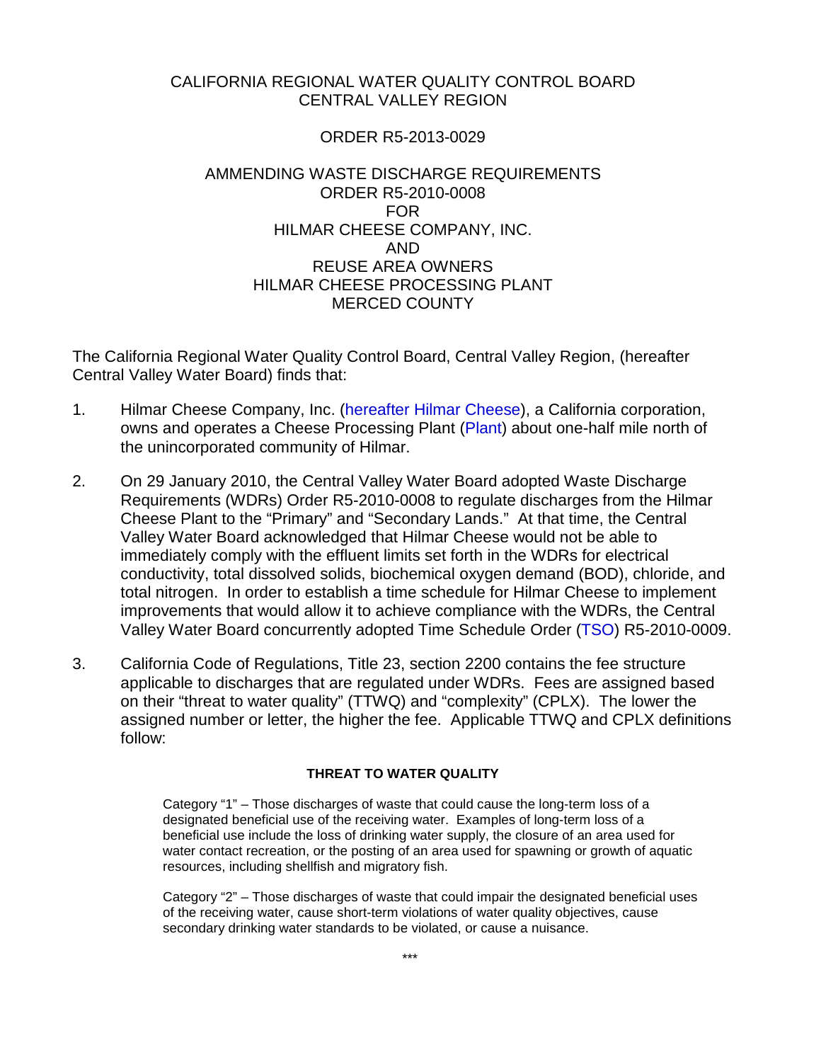CALIFORNIA REGIONAL WATER QUALITY CONTROL BOARD
CENTRAL VALLEY REGION

ORDER R5-2013-0029

AMMENDING WASTE DISCHARGE REQUIREMENTS
ORDER R5-2010-0008
FOR
HILMAR CHEESE COMPANY, INC.
AND
REUSE AREA OWNERS
HILMAR CHEESE PROCESSING PLANT
MERCED COUNTY

The California Regional Water Quality Control Board, Central Valley Region, (hereafter Central Valley Water Board) finds that:

1. Hilmar Cheese Company, Inc. (hereafter Hilmar Cheese), a California corporation, owns and operates a Cheese Processing Plant (Plant) about one-half mile north of the unincorporated community of Hilmar.

2. On 29 January 2010, the Central Valley Water Board adopted Waste Discharge Requirements (WDRs) Order R5-2010-0008 to regulate discharges from the Hilmar Cheese Plant to the "Primary" and "Secondary Lands." At that time, the Central Valley Water Board acknowledged that Hilmar Cheese would not be able to immediately comply with the effluent limits set forth in the WDRs for electrical conductivity, total dissolved solids, biochemical oxygen demand (BOD), chloride, and total nitrogen. In order to establish a time schedule for Hilmar Cheese to implement improvements that would allow it to achieve compliance with the WDRs, the Central Valley Water Board concurrently adopted Time Schedule Order (TSO) R5-2010-0009.

3. California Code of Regulations, Title 23, section 2200 contains the fee structure applicable to discharges that are regulated under WDRs. Fees are assigned based on their "threat to water quality" (TTWQ) and "complexity" (CPLX). The lower the assigned number or letter, the higher the fee. Applicable TTWQ and CPLX definitions follow:

**THREAT TO WATER QUALITY**

> Category "1" – Those discharges of waste that could cause the long-term loss of a designated beneficial use of the receiving water. Examples of long-term loss of a beneficial use include the loss of drinking water supply, the closure of an area used for water contact recreation, or the posting of an area used for spawning or growth of aquatic resources, including shellfish and migratory fish.
>
> Category "2" – Those discharges of waste that could impair the designated beneficial uses of the receiving water, cause short-term violations of water quality objectives, cause secondary drinking water standards to be violated, or cause a nuisance.

***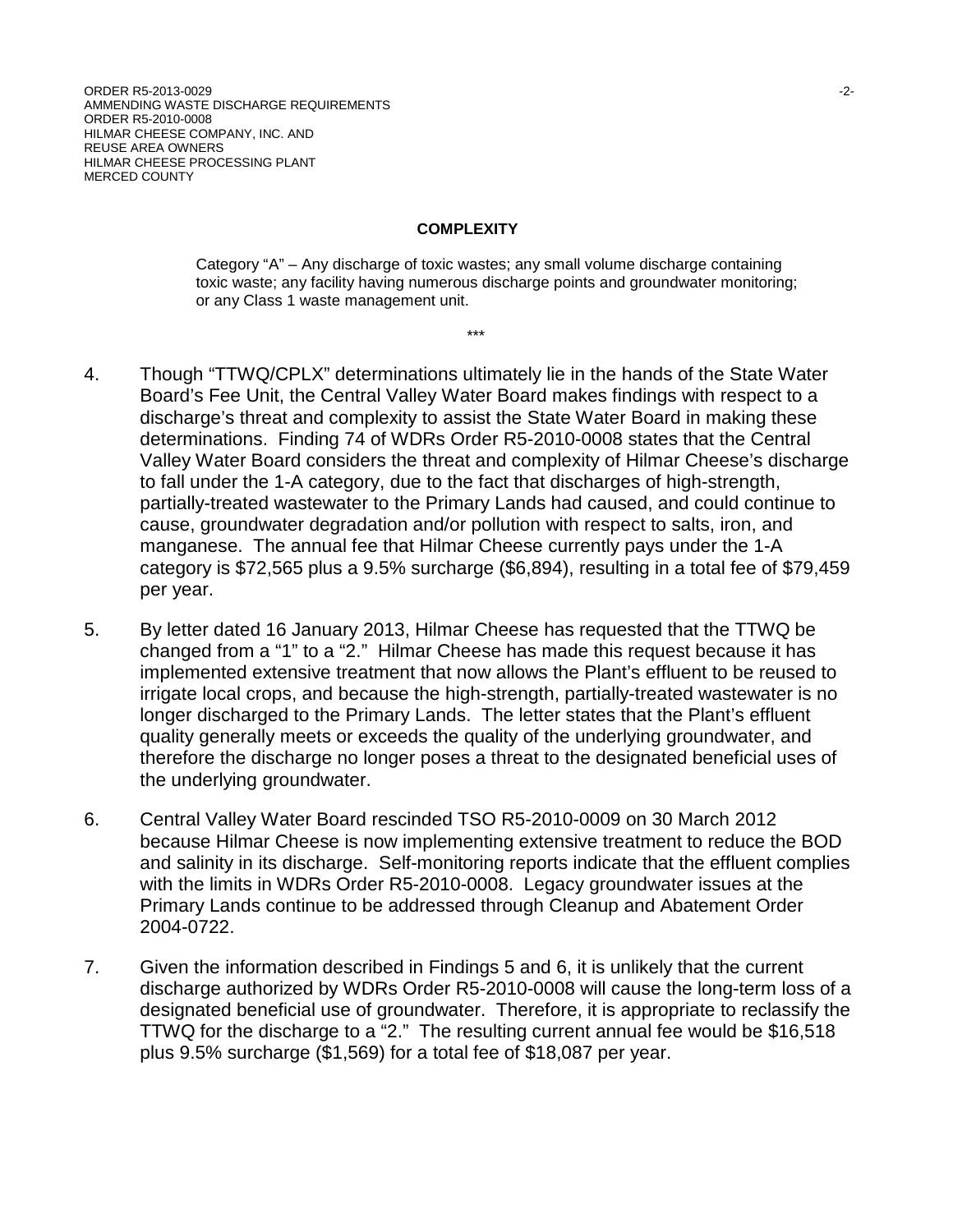**COMPLEXITY**

> Category "A" – Any discharge of toxic wastes; any small volume discharge containing toxic waste; any facility having numerous discharge points and groundwater monitoring; or any Class 1 waste management unit.

\*\*\*

4. Though "TTWQ/CPLX" determinations ultimately lie in the hands of the State Water Board's Fee Unit, the Central Valley Water Board makes findings with respect to a discharge's threat and complexity to assist the State Water Board in making these determinations. Finding 74 of WDRs Order R5-2010-0008 states that the Central Valley Water Board considers the threat and complexity of Hilmar Cheese's discharge to fall under the 1-A category, due to the fact that discharges of high-strength, partially-treated wastewater to the Primary Lands had caused, and could continue to cause, groundwater degradation and/or pollution with respect to salts, iron, and manganese. The annual fee that Hilmar Cheese currently pays under the 1-A category is $72,565 plus a 9.5% surcharge ($6,894), resulting in a total fee of $79,459 per year.

5. By letter dated 16 January 2013, Hilmar Cheese has requested that the TTWQ be changed from a "1" to a "2." Hilmar Cheese has made this request because it has implemented extensive treatment that now allows the Plant's effluent to be reused to irrigate local crops, and because the high-strength, partially-treated wastewater is no longer discharged to the Primary Lands. The letter states that the Plant's effluent quality generally meets or exceeds the quality of the underlying groundwater, and therefore the discharge no longer poses a threat to the designated beneficial uses of the underlying groundwater.

6. Central Valley Water Board rescinded TSO R5-2010-0009 on 30 March 2012 because Hilmar Cheese is now implementing extensive treatment to reduce the BOD and salinity in its discharge. Self-monitoring reports indicate that the effluent complies with the limits in WDRs Order R5-2010-0008. Legacy groundwater issues at the Primary Lands continue to be addressed through Cleanup and Abatement Order 2004-0722.

7. Given the information described in Findings 5 and 6, it is unlikely that the current discharge authorized by WDRs Order R5-2010-0008 will cause the long-term loss of a designated beneficial use of groundwater. Therefore, it is appropriate to reclassify the TTWQ for the discharge to a "2." The resulting current annual fee would be $16,518 plus 9.5% surcharge ($1,569) for a total fee of $18,087 per year.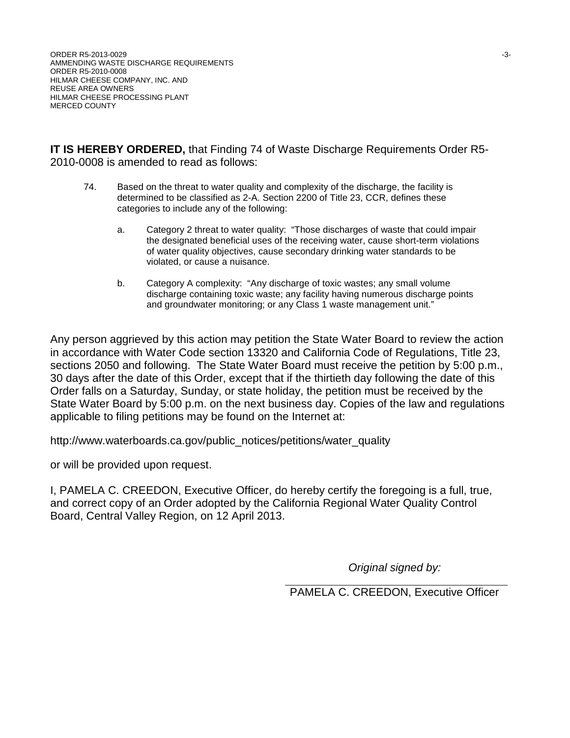**IT IS HEREBY ORDERED,** that Finding 74 of Waste Discharge Requirements Order R5-2010-0008 is amended to read as follows:

74. Based on the threat to water quality and complexity of the discharge, the facility is determined to be classified as 2-A. Section 2200 of Title 23, CCR, defines these categories to include any of the following:

    a. Category 2 threat to water quality: "Those discharges of waste that could impair the designated beneficial uses of the receiving water, cause short-term violations of water quality objectives, cause secondary drinking water standards to be violated, or cause a nuisance.

    b. Category A complexity: "Any discharge of toxic wastes; any small volume discharge containing toxic waste; any facility having numerous discharge points and groundwater monitoring; or any Class 1 waste management unit."

Any person aggrieved by this action may petition the State Water Board to review the action in accordance with Water Code section 13320 and California Code of Regulations, Title 23, sections 2050 and following. The State Water Board must receive the petition by 5:00 p.m., 30 days after the date of this Order, except that if the thirtieth day following the date of this Order falls on a Saturday, Sunday, or state holiday, the petition must be received by the State Water Board by 5:00 p.m. on the next business day. Copies of the law and regulations applicable to filing petitions may be found on the Internet at:

http://www.waterboards.ca.gov/public_notices/petitions/water_quality

or will be provided upon request.

I, PAMELA C. CREEDON, Executive Officer, do hereby certify the foregoing is a full, true, and correct copy of an Order adopted by the California Regional Water Quality Control Board, Central Valley Region, on 12 April 2013.

*Original signed by:*

PAMELA C. CREEDON, Executive Officer